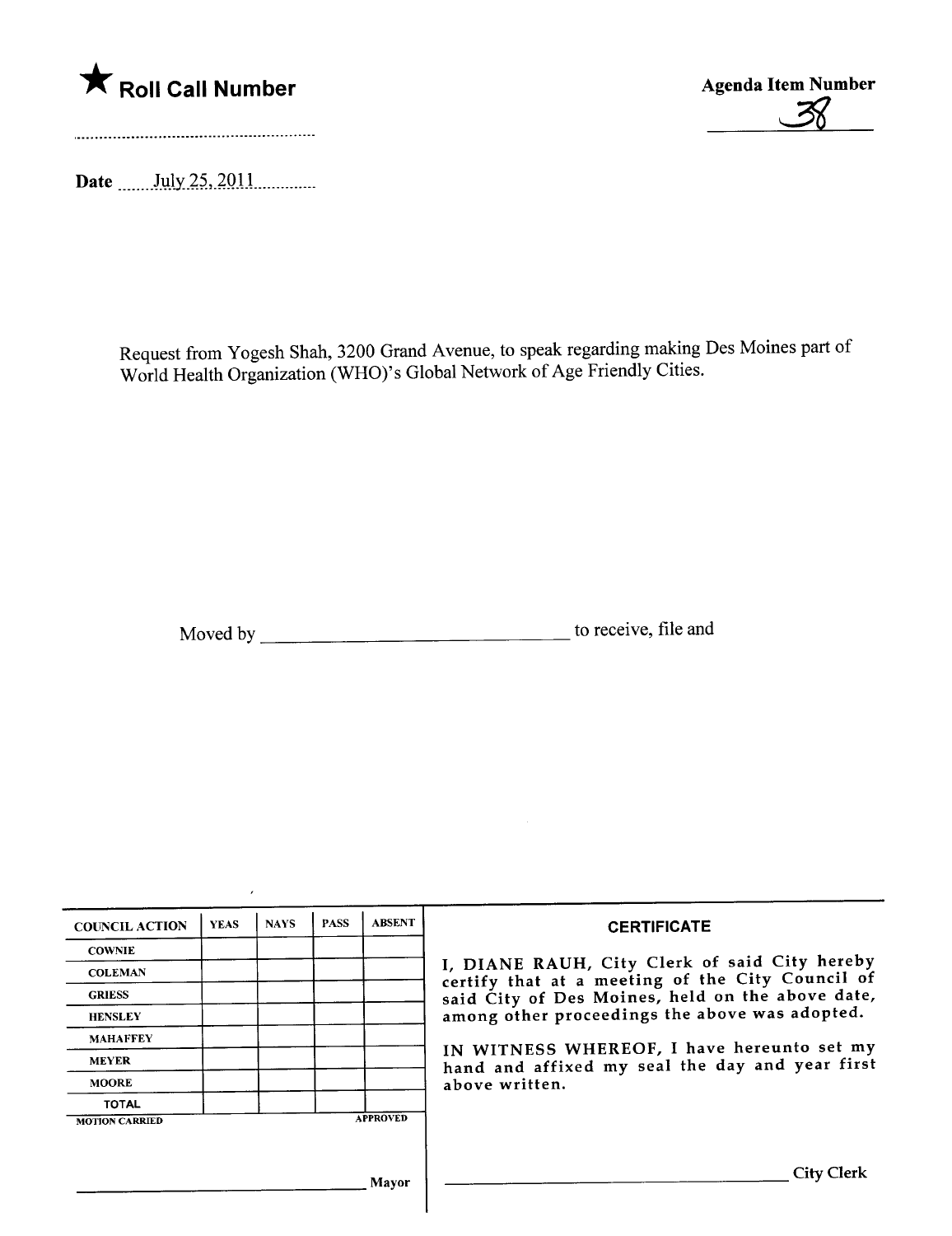★ **Roll Call Number**

**Agenda Item Number**

38

**Date** July 25, 2011

Request from Yogesh Shah, 3200 Grand Avenue, to speak regarding making Des Moines part of World Health Organization (WHO)'s Global Network of Age Friendly Cities.

Moved by ________________________ to receive, file and

| COUNCIL ACTION | YEAS | NAYS | PASS | ABSENT |
|---|---|---|---|---|
| COWNIE | | | | |
| COLEMAN | | | | |
| GRIESS | | | | |
| HENSLEY | | | | |
| MAHAFFEY | | | | |
| MEYER | | | | |
| MOORE | | | | |
| TOTAL | | | | |

MOTION CARRIED APPROVED

________________________ Mayor

**CERTIFICATE**

I, DIANE RAUH, City Clerk of said City hereby certify that at a meeting of the City Council of said City of Des Moines, held on the above date, among other proceedings the above was adopted.

IN WITNESS WHEREOF, I have hereunto set my hand and affixed my seal the day and year first above written.

________________________ City Clerk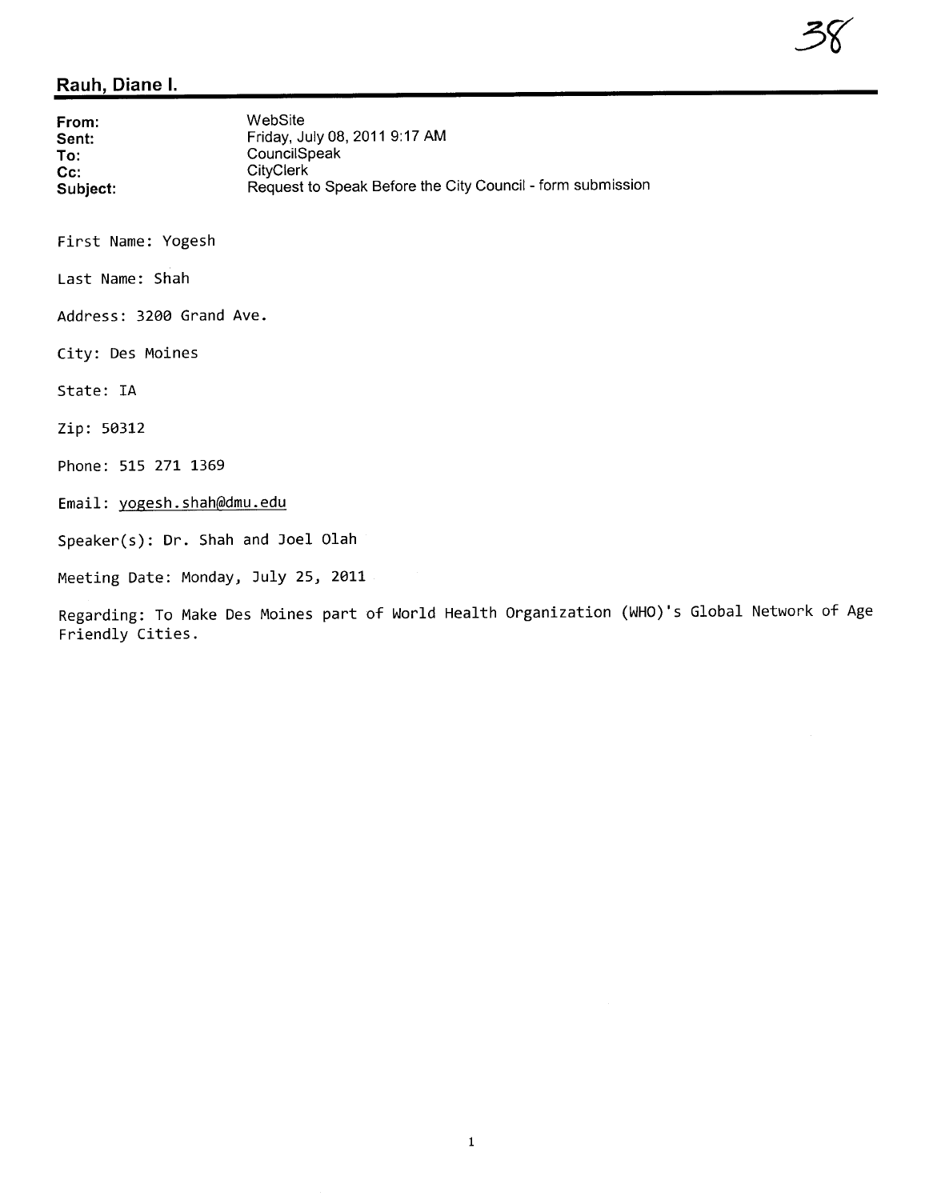38

## Rauh, Diane I.

| | |
|---|---|
| **From:** | WebSite |
| **Sent:** | Friday, July 08, 2011 9:17 AM |
| **To:** | CouncilSpeak |
| **Cc:** | CityClerk |
| **Subject:** | Request to Speak Before the City Council - form submission |

First Name: Yogesh

Last Name: Shah

Address: 3200 Grand Ave.

City: Des Moines

State: IA

Zip: 50312

Phone: 515 271 1369

Email: yogesh.shah@dmu.edu

Speaker(s): Dr. Shah and Joel Olah

Meeting Date: Monday, July 25, 2011

Regarding: To Make Des Moines part of World Health Organization (WHO)'s Global Network of Age Friendly Cities.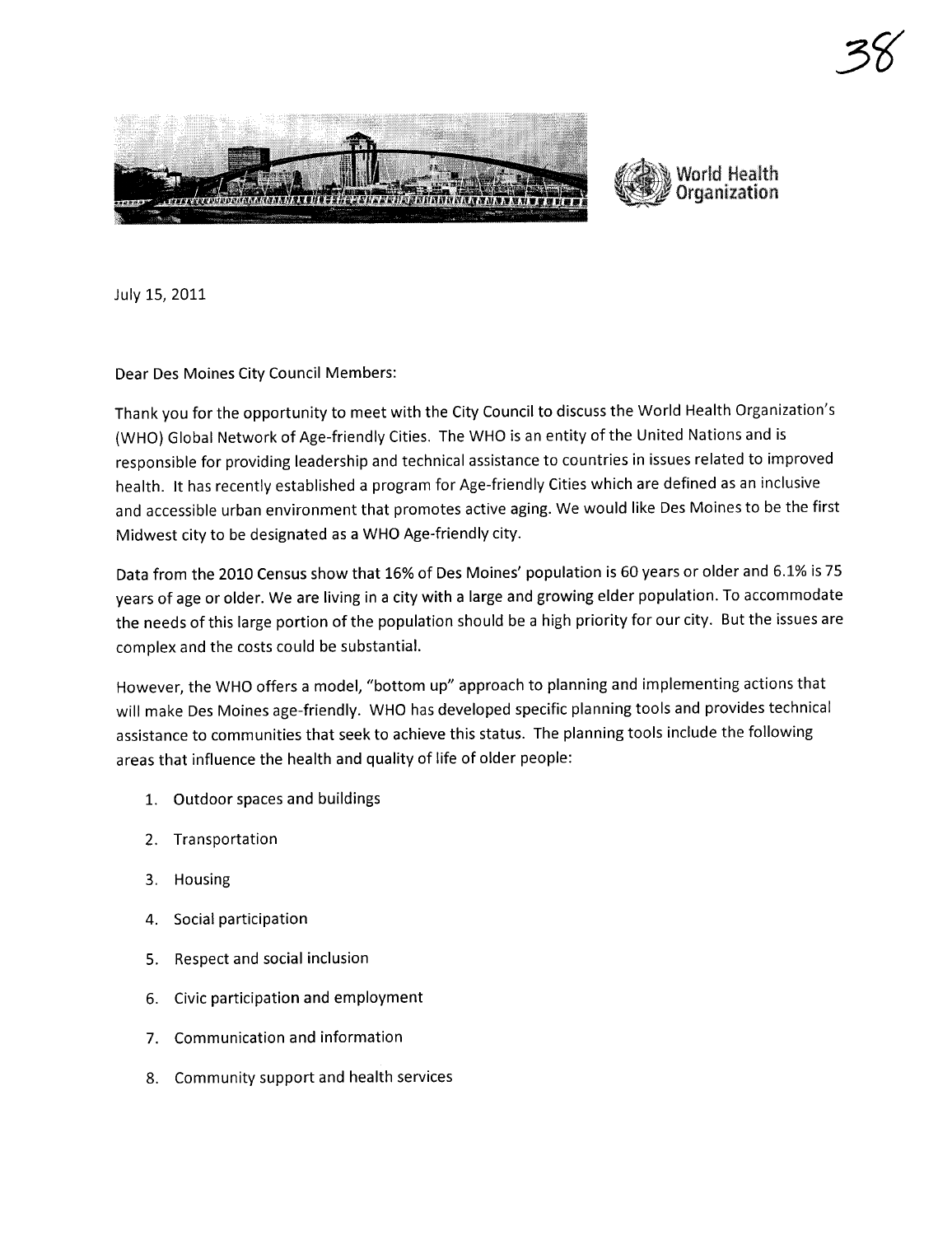July 15, 2011

Dear Des Moines City Council Members:

Thank you for the opportunity to meet with the City Council to discuss the World Health Organization's (WHO) Global Network of Age-friendly Cities. The WHO is an entity of the United Nations and is responsible for providing leadership and technical assistance to countries in issues related to improved health. It has recently established a program for Age-friendly Cities which are defined as an inclusive and accessible urban environment that promotes active aging. We would like Des Moines to be the first Midwest city to be designated as a WHO Age-friendly city.

Data from the 2010 Census show that 16% of Des Moines' population is 60 years or older and 6.1% is 75 years of age or older. We are living in a city with a large and growing elder population. To accommodate the needs of this large portion of the population should be a high priority for our city. But the issues are complex and the costs could be substantial.

However, the WHO offers a model, "bottom up" approach to planning and implementing actions that will make Des Moines age-friendly. WHO has developed specific planning tools and provides technical assistance to communities that seek to achieve this status. The planning tools include the following areas that influence the health and quality of life of older people:

1. Outdoor spaces and buildings
2. Transportation
3. Housing
4. Social participation
5. Respect and social inclusion
6. Civic participation and employment
7. Communication and information
8. Community support and health services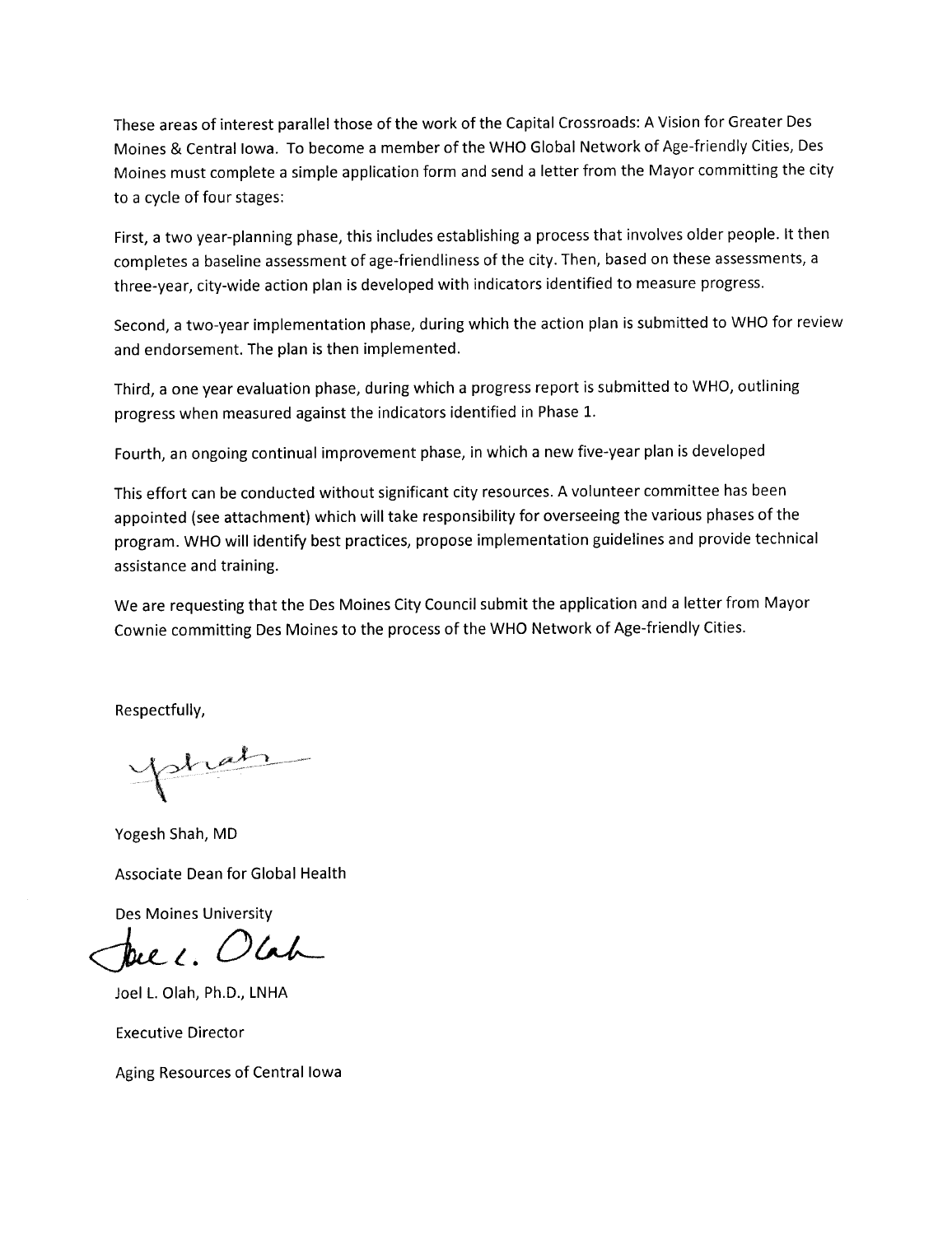These areas of interest parallel those of the work of the Capital Crossroads: A Vision for Greater Des Moines & Central Iowa. To become a member of the WHO Global Network of Age-friendly Cities, Des Moines must complete a simple application form and send a letter from the Mayor committing the city to a cycle of four stages:

First, a two year-planning phase, this includes establishing a process that involves older people. It then completes a baseline assessment of age-friendliness of the city. Then, based on these assessments, a three-year, city-wide action plan is developed with indicators identified to measure progress.

Second, a two-year implementation phase, during which the action plan is submitted to WHO for review and endorsement. The plan is then implemented.

Third, a one year evaluation phase, during which a progress report is submitted to WHO, outlining progress when measured against the indicators identified in Phase 1.

Fourth, an ongoing continual improvement phase, in which a new five-year plan is developed

This effort can be conducted without significant city resources. A volunteer committee has been appointed (see attachment) which will take responsibility for overseeing the various phases of the program. WHO will identify best practices, propose implementation guidelines and provide technical assistance and training.

We are requesting that the Des Moines City Council submit the application and a letter from Mayor Cownie committing Des Moines to the process of the WHO Network of Age-friendly Cities.

Respectfully,

Yogesh Shah, MD

Associate Dean for Global Health

Des Moines University

Joel L. Olah, Ph.D., LNHA

Executive Director

Aging Resources of Central Iowa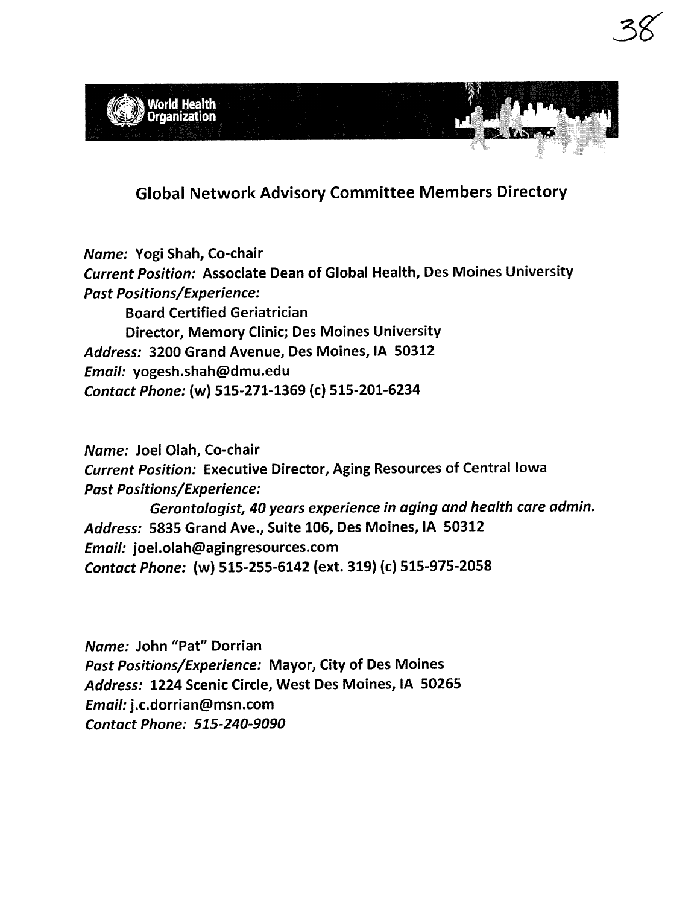World Health Organization

## Global Network Advisory Committee Members Directory

*Name:* Yogi Shah, Co-chair
*Current Position:* Associate Dean of Global Health, Des Moines University
*Past Positions/Experience:*
Board Certified Geriatrician
Director, Memory Clinic; Des Moines University
*Address:* 3200 Grand Avenue, Des Moines, IA 50312
*Email:* yogesh.shah@dmu.edu
*Contact Phone:* (w) 515-271-1369 (c) 515-201-6234

*Name:* Joel Olah, Co-chair
*Current Position:* Executive Director, Aging Resources of Central Iowa
*Past Positions/Experience:*
*Gerontologist, 40 years experience in aging and health care admin.*
*Address:* 5835 Grand Ave., Suite 106, Des Moines, IA 50312
*Email:* joel.olah@agingresources.com
*Contact Phone:* (w) 515-255-6142 (ext. 319) (c) 515-975-2058

*Name:* John "Pat" Dorrian
*Past Positions/Experience:* Mayor, City of Des Moines
*Address:* 1224 Scenic Circle, West Des Moines, IA 50265
*Email:* j.c.dorrian@msn.com
*Contact Phone: 515-240-9090*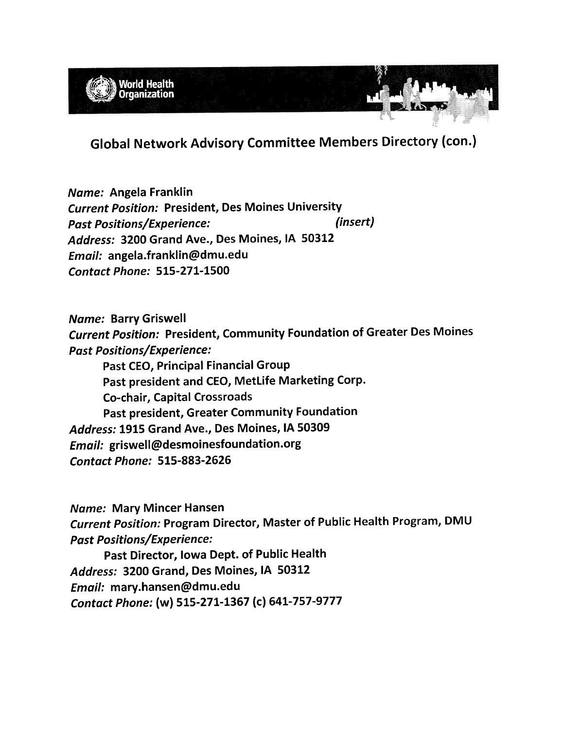World Health Organization

## Global Network Advisory Committee Members Directory (con.)

*Name:* Angela Franklin
*Current Position:* President, Des Moines University
*Past Positions/Experience:* *(insert)*
*Address:* 3200 Grand Ave., Des Moines, IA 50312
*Email:* angela.franklin@dmu.edu
*Contact Phone:* 515-271-1500

*Name:* Barry Griswell
*Current Position:* President, Community Foundation of Greater Des Moines
*Past Positions/Experience:*

- Past CEO, Principal Financial Group
- Past president and CEO, MetLife Marketing Corp.
- Co-chair, Capital Crossroads
- Past president, Greater Community Foundation

*Address:* 1915 Grand Ave., Des Moines, IA 50309
*Email:* griswell@desmoinesfoundation.org
*Contact Phone:* 515-883-2626

*Name:* Mary Mincer Hansen
*Current Position:* Program Director, Master of Public Health Program, DMU
*Past Positions/Experience:*

- Past Director, Iowa Dept. of Public Health

*Address:* 3200 Grand, Des Moines, IA 50312
*Email:* mary.hansen@dmu.edu
*Contact Phone:* (w) 515-271-1367 (c) 641-757-9777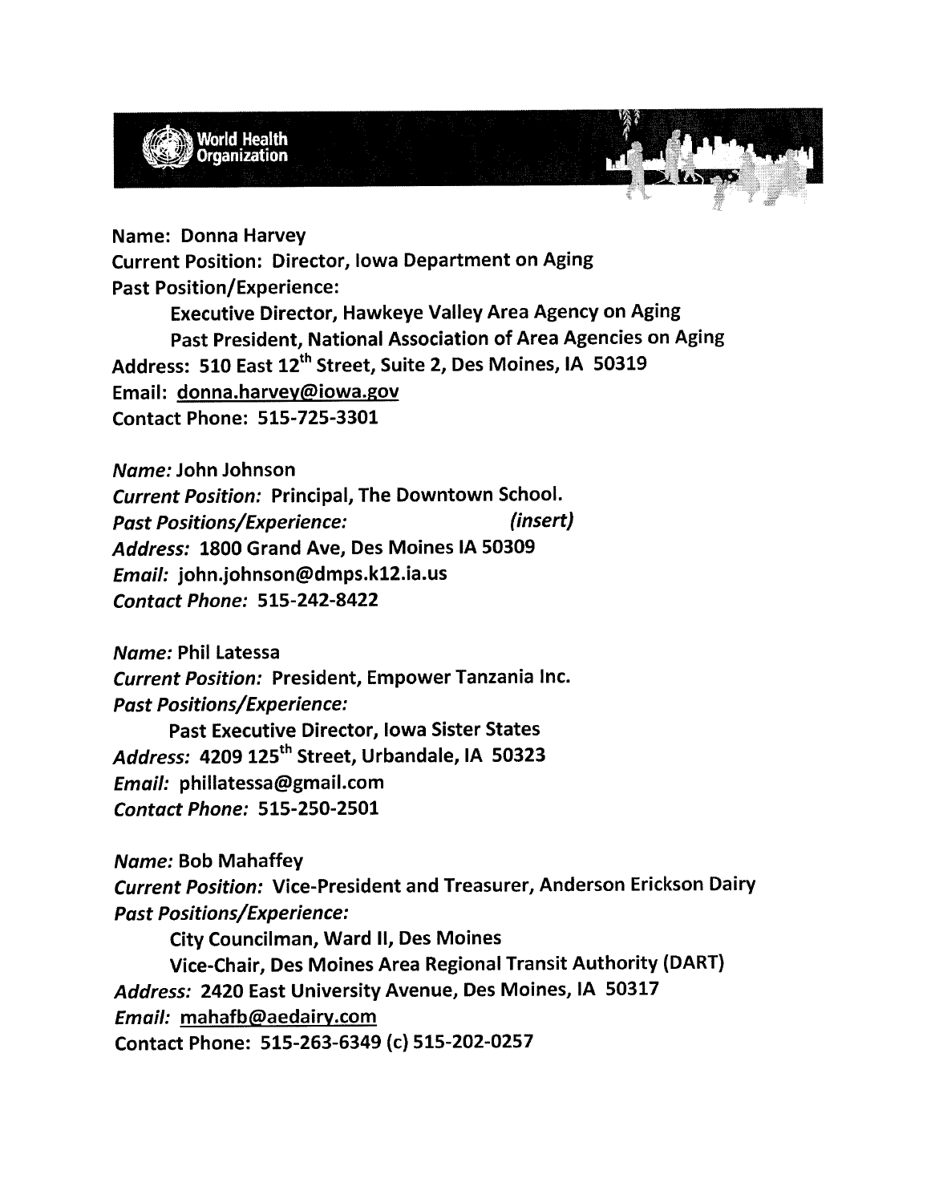**Name: Donna Harvey**
**Current Position: Director, Iowa Department on Aging**
**Past Position/Experience:**

**Executive Director, Hawkeye Valley Area Agency on Aging**
**Past President, National Association of Area Agencies on Aging**

**Address: 510 East 12th Street, Suite 2, Des Moines, IA 50319**
**Email: donna.harvey@iowa.gov**
**Contact Phone: 515-725-3301**

***Name:*** **John Johnson**
***Current Position:*** **Principal, The Downtown School.**
***Past Positions/Experience:*** ***(insert)***
***Address:*** **1800 Grand Ave, Des Moines IA 50309**
***Email:*** **john.johnson@dmps.k12.ia.us**
***Contact Phone:*** **515-242-8422**

***Name:*** **Phil Latessa**
***Current Position:*** **President, Empower Tanzania Inc.**
***Past Positions/Experience:***

**Past Executive Director, Iowa Sister States**

***Address:*** **4209 125th Street, Urbandale, IA 50323**
***Email:*** **phillatessa@gmail.com**
***Contact Phone:*** **515-250-2501**

***Name:*** **Bob Mahaffey**
***Current Position:*** **Vice-President and Treasurer, Anderson Erickson Dairy**
***Past Positions/Experience:***

**City Councilman, Ward II, Des Moines**
**Vice-Chair, Des Moines Area Regional Transit Authority (DART)**

***Address:*** **2420 East University Avenue, Des Moines, IA 50317**
***Email:*** **mahafb@aedairy.com**
**Contact Phone: 515-263-6349 (c) 515-202-0257**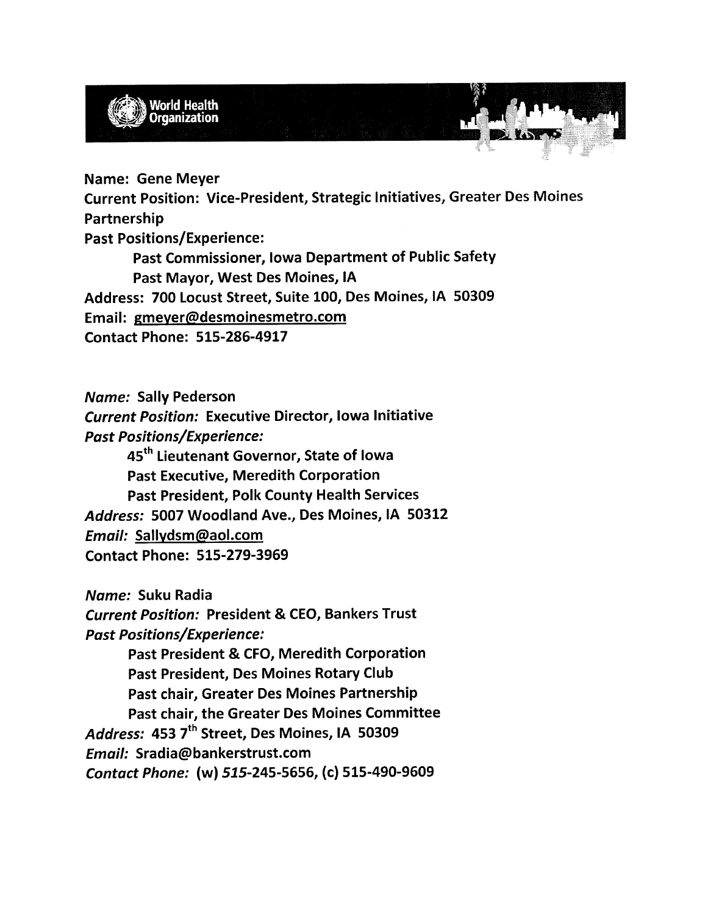World Health Organization

**Name:** Gene Meyer
**Current Position:** Vice-President, Strategic Initiatives, Greater Des Moines Partnership
**Past Positions/Experience:**

- **Past Commissioner, Iowa Department of Public Safety**
- **Past Mayor, West Des Moines, IA**

**Address:** 700 Locust Street, Suite 100, Des Moines, IA 50309
**Email:** gmeyer@desmoinesmetro.com
**Contact Phone:** 515-286-4917

***Name:*** **Sally Pederson**
***Current Position:*** **Executive Director, Iowa Initiative**
***Past Positions/Experience:***

- **45th Lieutenant Governor, State of Iowa**
- **Past Executive, Meredith Corporation**
- **Past President, Polk County Health Services**

***Address:*** **5007 Woodland Ave., Des Moines, IA 50312**
***Email:*** **Sallydsm@aol.com**
**Contact Phone:** 515-279-3969

***Name:*** **Suku Radia**
***Current Position:*** **President & CEO, Bankers Trust**
***Past Positions/Experience:***

- **Past President & CFO, Meredith Corporation**
- **Past President, Des Moines Rotary Club**
- **Past chair, Greater Des Moines Partnership**
- **Past chair, the Greater Des Moines Committee**

***Address:*** **453 7th Street, Des Moines, IA 50309**
***Email:*** **Sradia@bankerstrust.com**
***Contact Phone:*** **(w) 515-245-5656, (c) 515-490-9609**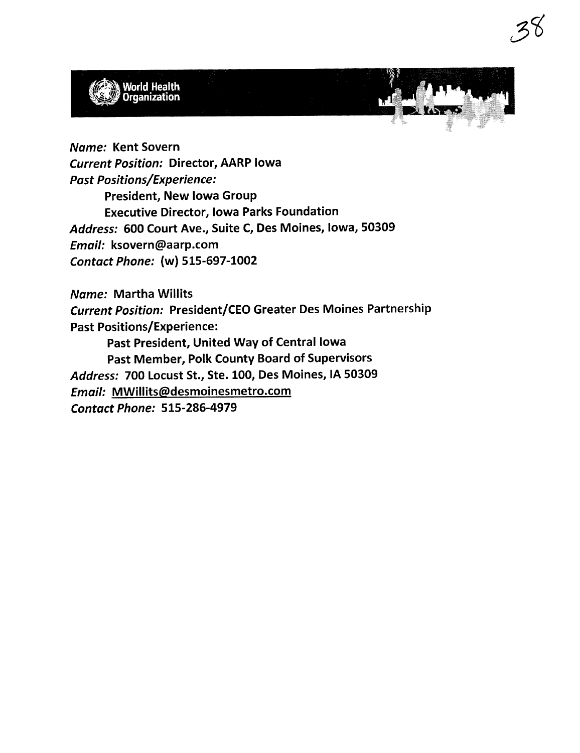*Name:* **Kent Sovern**
*Current Position:* **Director, AARP Iowa**
*Past Positions/Experience:*
**President, New Iowa Group**
**Executive Director, Iowa Parks Foundation**
*Address:* **600 Court Ave., Suite C, Des Moines, Iowa, 50309**
*Email:* **ksovern@aarp.com**
*Contact Phone:* **(w) 515-697-1002**

*Name:* **Martha Willits**
*Current Position:* **President/CEO Greater Des Moines Partnership**
**Past Positions/Experience:**
**Past President, United Way of Central Iowa**
**Past Member, Polk County Board of Supervisors**
*Address:* **700 Locust St., Ste. 100, Des Moines, IA 50309**
*Email:* **MWillits@desmoinesmetro.com**
*Contact Phone:* **515-286-4979**